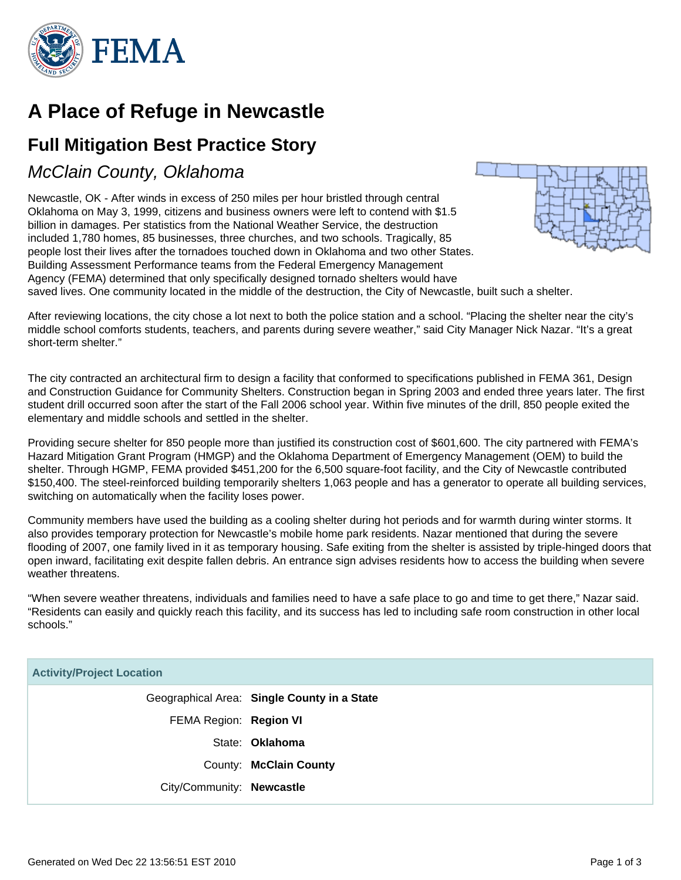# A Place of Refuge in Newcastle

## Full Mitigation Best Practice Story

### *McClain County, Oklahoma*

Newcastle, OK - After winds in excess of 250 miles per hour bristled through central Oklahoma on May 3, 1999, citizens and business owners were left to contend with $1.5 billion in damages. Per statistics from the National Weather Service, the destruction included 1,780 homes, 85 businesses, three churches, and two schools. Tragically, 85 people lost their lives after the tornadoes touched down in Oklahoma and two other States. Building Assessment Performance teams from the Federal Emergency Management Agency (FEMA) determined that only specifically designed tornado shelters would have saved lives. One community located in the middle of the destruction, the City of Newcastle, built such a shelter.

After reviewing locations, the city chose a lot next to both the police station and a school. "Placing the shelter near the city's middle school comforts students, teachers, and parents during severe weather," said City Manager Nick Nazar. "It's a great short-term shelter."

The city contracted an architectural firm to design a facility that conformed to specifications published in FEMA 361, Design and Construction Guidance for Community Shelters. Construction began in Spring 2003 and ended three years later. The first student drill occurred soon after the start of the Fall 2006 school year. Within five minutes of the drill, 850 people exited the elementary and middle schools and settled in the shelter.

Providing secure shelter for 850 people more than justified its construction cost of $601,600. The city partnered with FEMA's Hazard Mitigation Grant Program (HMGP) and the Oklahoma Department of Emergency Management (OEM) to build the shelter. Through HGMP, FEMA provided $451,200 for the 6,500 square-foot facility, and the City of Newcastle contributed $150,400. The steel-reinforced building temporarily shelters 1,063 people and has a generator to operate all building services, switching on automatically when the facility loses power.

Community members have used the building as a cooling shelter during hot periods and for warmth during winter storms. It also provides temporary protection for Newcastle's mobile home park residents. Nazar mentioned that during the severe flooding of 2007, one family lived in it as temporary housing. Safe exiting from the shelter is assisted by triple-hinged doors that open inward, facilitating exit despite fallen debris. An entrance sign advises residents how to access the building when severe weather threatens.

"When severe weather threatens, individuals and families need to have a safe place to go and time to get there," Nazar said. "Residents can easily and quickly reach this facility, and its success has led to including safe room construction in other local schools."

| Activity/Project Location | |
|---|---|
| Geographical Area: | **Single County in a State** |
| FEMA Region: | **Region VI** |
| State: | **Oklahoma** |
| County: | **McClain County** |
| City/Community: | **Newcastle** |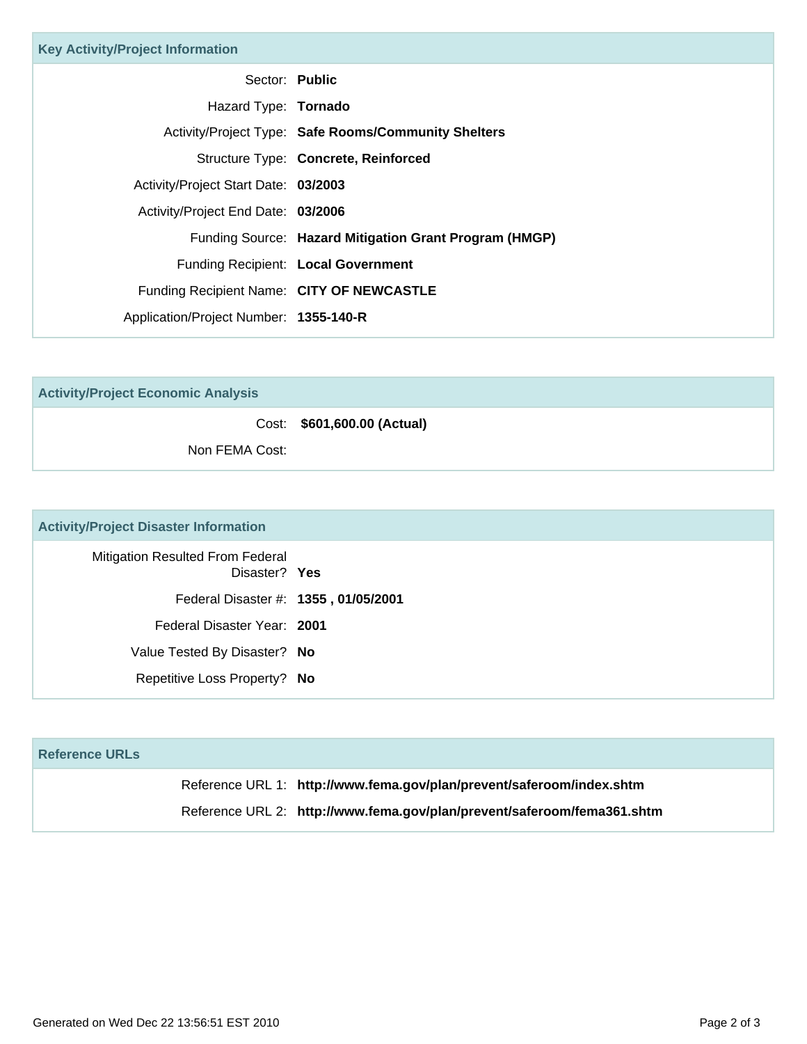## Key Activity/Project Information

| | |
|---|---|
| Sector: | **Public** |
| Hazard Type: | **Tornado** |
| Activity/Project Type: | **Safe Rooms/Community Shelters** |
| Structure Type: | **Concrete, Reinforced** |
| Activity/Project Start Date: | **03/2003** |
| Activity/Project End Date: | **03/2006** |
| Funding Source: | **Hazard Mitigation Grant Program (HMGP)** |
| Funding Recipient: | **Local Government** |
| Funding Recipient Name: | **CITY OF NEWCASTLE** |
| Application/Project Number: | **1355-140-R** |

## Activity/Project Economic Analysis

| | |
|---|---|
| Cost: | **$601,600.00 (Actual)** |
| Non FEMA Cost: | |

## Activity/Project Disaster Information

| | |
|---|---|
| Mitigation Resulted From Federal Disaster? | **Yes** |
| Federal Disaster #: | **1355 , 01/05/2001** |
| Federal Disaster Year: | **2001** |
| Value Tested By Disaster? | **No** |
| Repetitive Loss Property? | **No** |

## Reference URLs

| | |
|---|---|
| Reference URL 1: | **http://www.fema.gov/plan/prevent/saferoom/index.shtm** |
| Reference URL 2: | **http://www.fema.gov/plan/prevent/saferoom/fema361.shtm** |

Generated on Wed Dec 22 13:56:51 EST 2010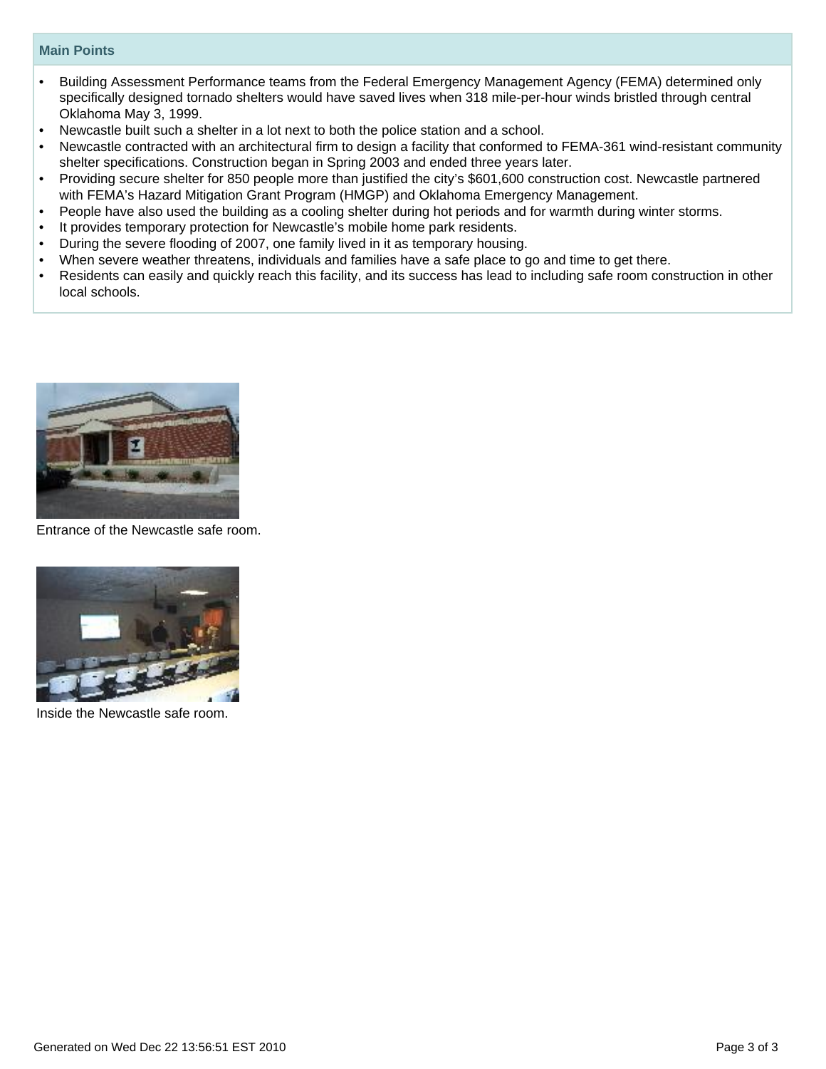## Main Points

- Building Assessment Performance teams from the Federal Emergency Management Agency (FEMA) determined only specifically designed tornado shelters would have saved lives when 318 mile-per-hour winds bristled through central Oklahoma May 3, 1999.
- Newcastle built such a shelter in a lot next to both the police station and a school.
- Newcastle contracted with an architectural firm to design a facility that conformed to FEMA-361 wind-resistant community shelter specifications. Construction began in Spring 2003 and ended three years later.
- Providing secure shelter for 850 people more than justified the city's $601,600 construction cost. Newcastle partnered with FEMA's Hazard Mitigation Grant Program (HMGP) and Oklahoma Emergency Management.
- People have also used the building as a cooling shelter during hot periods and for warmth during winter storms.
- It provides temporary protection for Newcastle's mobile home park residents.
- During the severe flooding of 2007, one family lived in it as temporary housing.
- When severe weather threatens, individuals and families have a safe place to go and time to get there.
- Residents can easily and quickly reach this facility, and its success has lead to including safe room construction in other local schools.

Entrance of the Newcastle safe room.

Inside the Newcastle safe room.